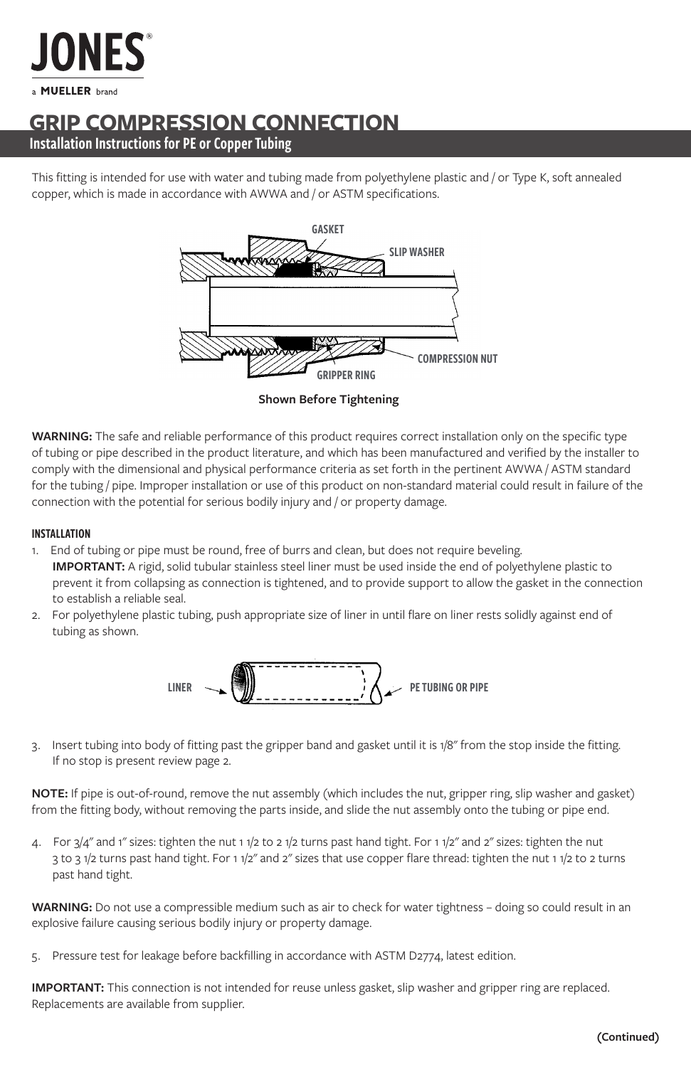JONES®

a MUELLER brand

# GRIP COMPRESSION CONNECTION

## Installation Instructions for PE or Copper Tubing

This fitting is intended for use with water and tubing made from polyethylene plastic and / or Type K, soft annealed copper, which is made in accordance with AWWA and / or ASTM specifications.

GASKET

SLIP WASHER

COMPRESSION NUT

GRIPPER RING

**Shown Before Tightening**

**WARNING:** The safe and reliable performance of this product requires correct installation only on the specific type of tubing or pipe described in the product literature, and which has been manufactured and verified by the installer to comply with the dimensional and physical performance criteria as set forth in the pertinent AWWA / ASTM standard for the tubing / pipe. Improper installation or use of this product on non-standard material could result in failure of the connection with the potential for serious bodily injury and / or property damage.

### INSTALLATION

1. End of tubing or pipe must be round, free of burrs and clean, but does not require beveling.
   **IMPORTANT:** A rigid, solid tubular stainless steel liner must be used inside the end of polyethylene plastic to prevent it from collapsing as connection is tightened, and to provide support to allow the gasket in the connection to establish a reliable seal.
2. For polyethylene plastic tubing, push appropriate size of liner in until flare on liner rests solidly against end of tubing as shown.

LINER

PE TUBING OR PIPE

3. Insert tubing into body of fitting past the gripper band and gasket until it is 1/8″ from the stop inside the fitting. If no stop is present review page 2.

**NOTE:** If pipe is out-of-round, remove the nut assembly (which includes the nut, gripper ring, slip washer and gasket) from the fitting body, without removing the parts inside, and slide the nut assembly onto the tubing or pipe end.

4. For 3/4″ and 1″ sizes: tighten the nut 1 1/2 to 2 1/2 turns past hand tight. For 1 1/2″ and 2″ sizes: tighten the nut 3 to 3 1/2 turns past hand tight. For 1 1/2″ and 2″ sizes that use copper flare thread: tighten the nut 1 1/2 to 2 turns past hand tight.

**WARNING:** Do not use a compressible medium such as air to check for water tightness – doing so could result in an explosive failure causing serious bodily injury or property damage.

5. Pressure test for leakage before backfilling in accordance with ASTM D2774, latest edition.

**IMPORTANT:** This connection is not intended for reuse unless gasket, slip washer and gripper ring are replaced. Replacements are available from supplier.

**(Continued)**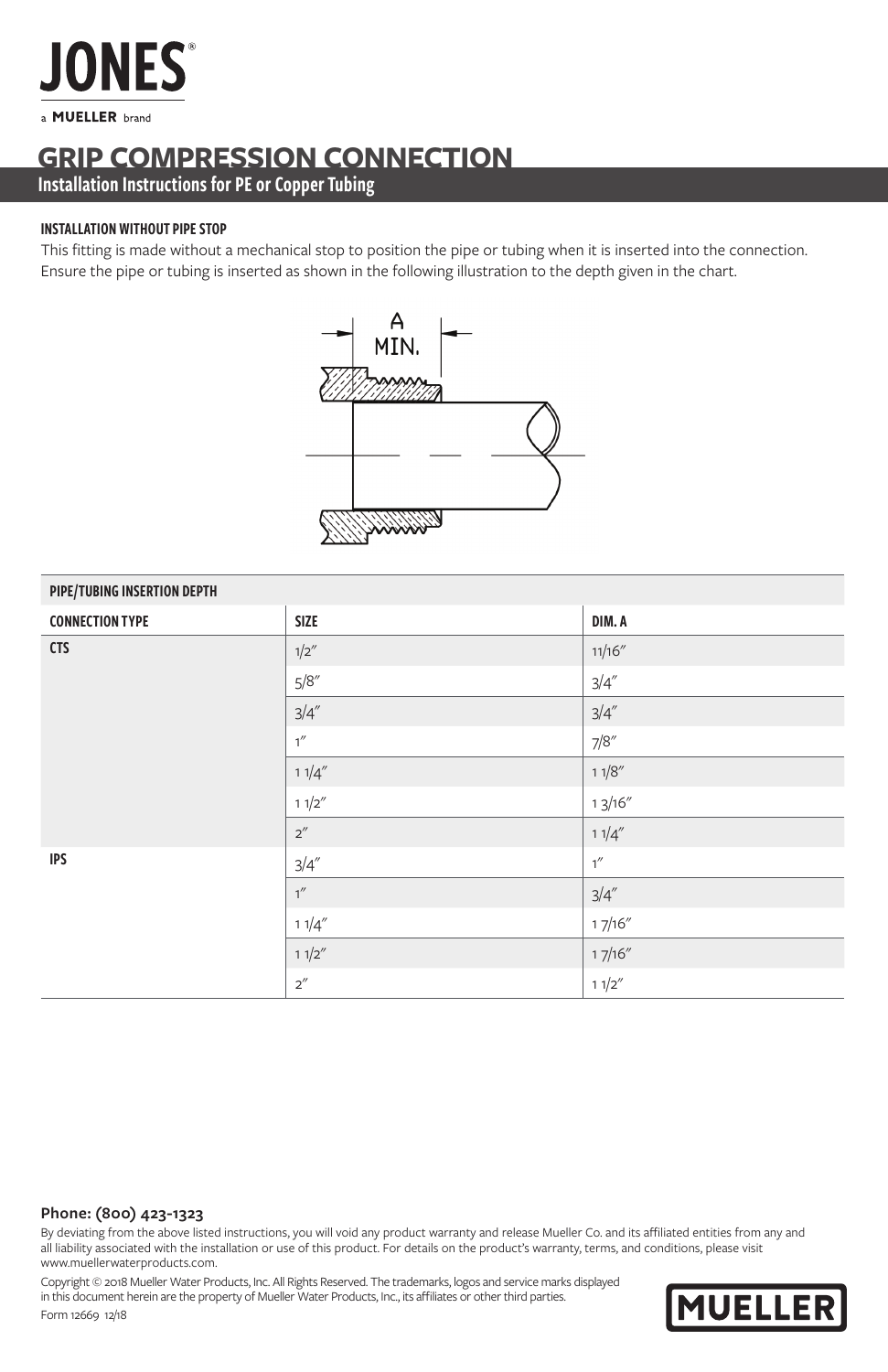JONES®

a MUELLER brand

# GRIP COMPRESSION CONNECTION

## Installation Instructions for PE or Copper Tubing

**INSTALLATION WITHOUT PIPE STOP**

This fitting is made without a mechanical stop to position the pipe or tubing when it is inserted into the connection. Ensure the pipe or tubing is inserted as shown in the following illustration to the depth given in the chart.

A
MIN.

**PIPE/TUBING INSERTION DEPTH**

| CONNECTION TYPE | SIZE | DIM. A |
|---|---|---|
| CTS | 1/2″ | 11/16″ |
| | 5/8″ | 3/4″ |
| | 3/4″ | 3/4″ |
| | 1″ | 7/8″ |
| | 1 1/4″ | 1 1/8″ |
| | 1 1/2″ | 1 3/16″ |
| | 2″ | 1 1/4″ |
| IPS | 3/4″ | 1″ |
| | 1″ | 3/4″ |
| | 1 1/4″ | 1 7/16″ |
| | 1 1/2″ | 1 7/16″ |
| | 2″ | 1 1/2″ |

**Phone: (800) 423-1323**

By deviating from the above listed instructions, you will void any product warranty and release Mueller Co. and its affiliated entities from any and all liability associated with the installation or use of this product. For details on the product's warranty, terms, and conditions, please visit www.muellerwaterproducts.com.

Copyright © 2018 Mueller Water Products, Inc. All Rights Reserved. The trademarks, logos and service marks displayed in this document herein are the property of Mueller Water Products, Inc., its affiliates or other third parties.

Form 12669 12/18

MUELLER